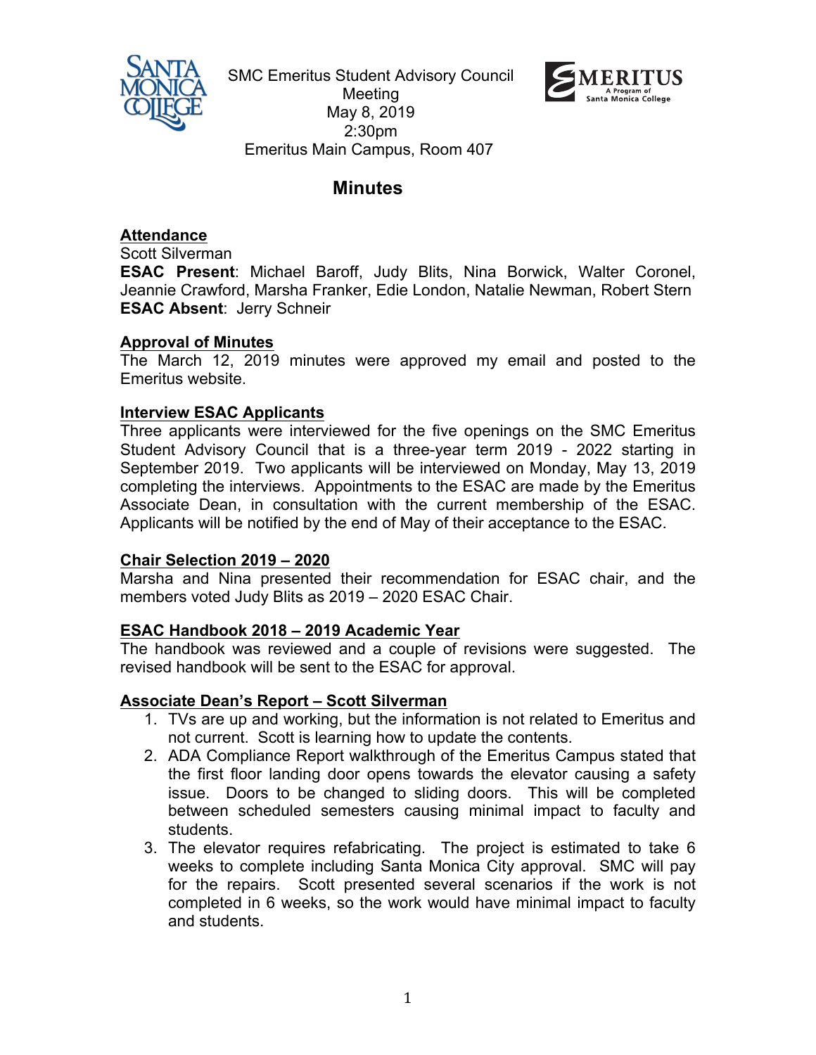SMC Emeritus Student Advisory Council Meeting
May 8, 2019
2:30pm
Emeritus Main Campus, Room 407

# Minutes

## Attendance

Scott Silverman
**ESAC Present**: Michael Baroff, Judy Blits, Nina Borwick, Walter Coronel, Jeannie Crawford, Marsha Franker, Edie London, Natalie Newman, Robert Stern
**ESAC Absent**: Jerry Schneir

## Approval of Minutes

The March 12, 2019 minutes were approved my email and posted to the Emeritus website.

## Interview ESAC Applicants

Three applicants were interviewed for the five openings on the SMC Emeritus Student Advisory Council that is a three-year term 2019 - 2022 starting in September 2019. Two applicants will be interviewed on Monday, May 13, 2019 completing the interviews. Appointments to the ESAC are made by the Emeritus Associate Dean, in consultation with the current membership of the ESAC. Applicants will be notified by the end of May of their acceptance to the ESAC.

## Chair Selection 2019 – 2020

Marsha and Nina presented their recommendation for ESAC chair, and the members voted Judy Blits as 2019 – 2020 ESAC Chair.

## ESAC Handbook 2018 – 2019 Academic Year

The handbook was reviewed and a couple of revisions were suggested. The revised handbook will be sent to the ESAC for approval.

## Associate Dean's Report – Scott Silverman

1. TVs are up and working, but the information is not related to Emeritus and not current. Scott is learning how to update the contents.
2. ADA Compliance Report walkthrough of the Emeritus Campus stated that the first floor landing door opens towards the elevator causing a safety issue. Doors to be changed to sliding doors. This will be completed between scheduled semesters causing minimal impact to faculty and students.
3. The elevator requires refabricating. The project is estimated to take 6 weeks to complete including Santa Monica City approval. SMC will pay for the repairs. Scott presented several scenarios if the work is not completed in 6 weeks, so the work would have minimal impact to faculty and students.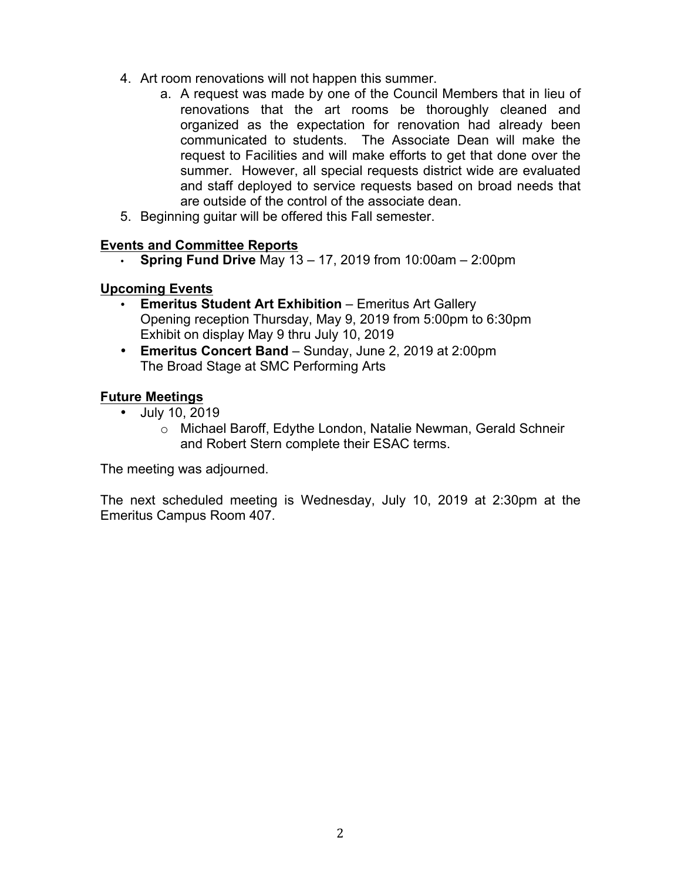4. Art room renovations will not happen this summer.
    a. A request was made by one of the Council Members that in lieu of renovations that the art rooms be thoroughly cleaned and organized as the expectation for renovation had already been communicated to students. The Associate Dean will make the request to Facilities and will make efforts to get that done over the summer. However, all special requests district wide are evaluated and staff deployed to service requests based on broad needs that are outside of the control of the associate dean.
5. Beginning guitar will be offered this Fall semester.

**<u>Events and Committee Reports</u>**

- **Spring Fund Drive** May 13 – 17, 2019 from 10:00am – 2:00pm

**<u>Upcoming Events</u>**

- **Emeritus Student Art Exhibition** – Emeritus Art Gallery
  Opening reception Thursday, May 9, 2019 from 5:00pm to 6:30pm
  Exhibit on display May 9 thru July 10, 2019
- **Emeritus Concert Band** – Sunday, June 2, 2019 at 2:00pm
  The Broad Stage at SMC Performing Arts

**<u>Future Meetings</u>**

- July 10, 2019
    - Michael Baroff, Edythe London, Natalie Newman, Gerald Schneir and Robert Stern complete their ESAC terms.

The meeting was adjourned.

The next scheduled meeting is Wednesday, July 10, 2019 at 2:30pm at the Emeritus Campus Room 407.